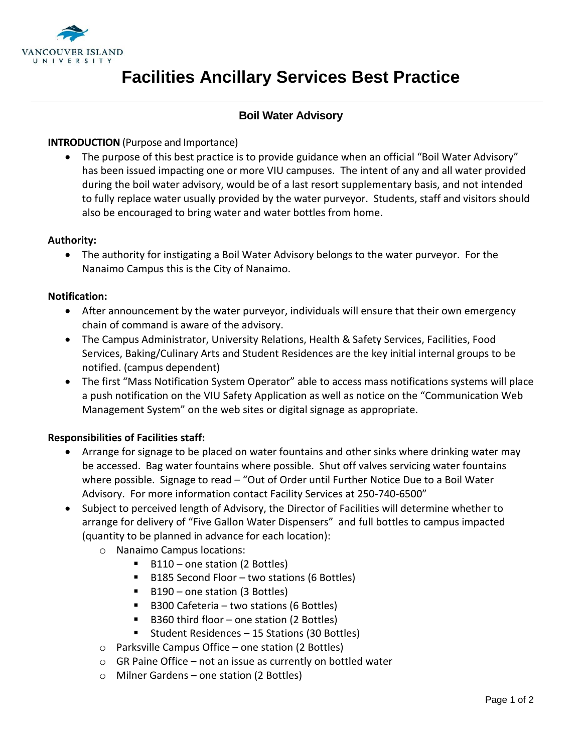# Facilities Ancillary Services Best Practice

## Boil Water Advisory

**INTRODUCTION** (Purpose and Importance)

- The purpose of this best practice is to provide guidance when an official "Boil Water Advisory" has been issued impacting one or more VIU campuses. The intent of any and all water provided during the boil water advisory, would be of a last resort supplementary basis, and not intended to fully replace water usually provided by the water purveyor. Students, staff and visitors should also be encouraged to bring water and water bottles from home.

**Authority:**

- The authority for instigating a Boil Water Advisory belongs to the water purveyor. For the Nanaimo Campus this is the City of Nanaimo.

**Notification:**

- After announcement by the water purveyor, individuals will ensure that their own emergency chain of command is aware of the advisory.
- The Campus Administrator, University Relations, Health & Safety Services, Facilities, Food Services, Baking/Culinary Arts and Student Residences are the key initial internal groups to be notified. (campus dependent)
- The first "Mass Notification System Operator" able to access mass notifications systems will place a push notification on the VIU Safety Application as well as notice on the "Communication Web Management System" on the web sites or digital signage as appropriate.

**Responsibilities of Facilities staff:**

- Arrange for signage to be placed on water fountains and other sinks where drinking water may be accessed. Bag water fountains where possible. Shut off valves servicing water fountains where possible. Signage to read – "Out of Order until Further Notice Due to a Boil Water Advisory. For more information contact Facility Services at 250-740-6500"
- Subject to perceived length of Advisory, the Director of Facilities will determine whether to arrange for delivery of "Five Gallon Water Dispensers" and full bottles to campus impacted (quantity to be planned in advance for each location):
  - Nanaimo Campus locations:
    - B110 – one station (2 Bottles)
    - B185 Second Floor – two stations (6 Bottles)
    - B190 – one station (3 Bottles)
    - B300 Cafeteria – two stations (6 Bottles)
    - B360 third floor – one station (2 Bottles)
    - Student Residences – 15 Stations (30 Bottles)
  - Parksville Campus Office – one station (2 Bottles)
  - GR Paine Office – not an issue as currently on bottled water
  - Milner Gardens – one station (2 Bottles)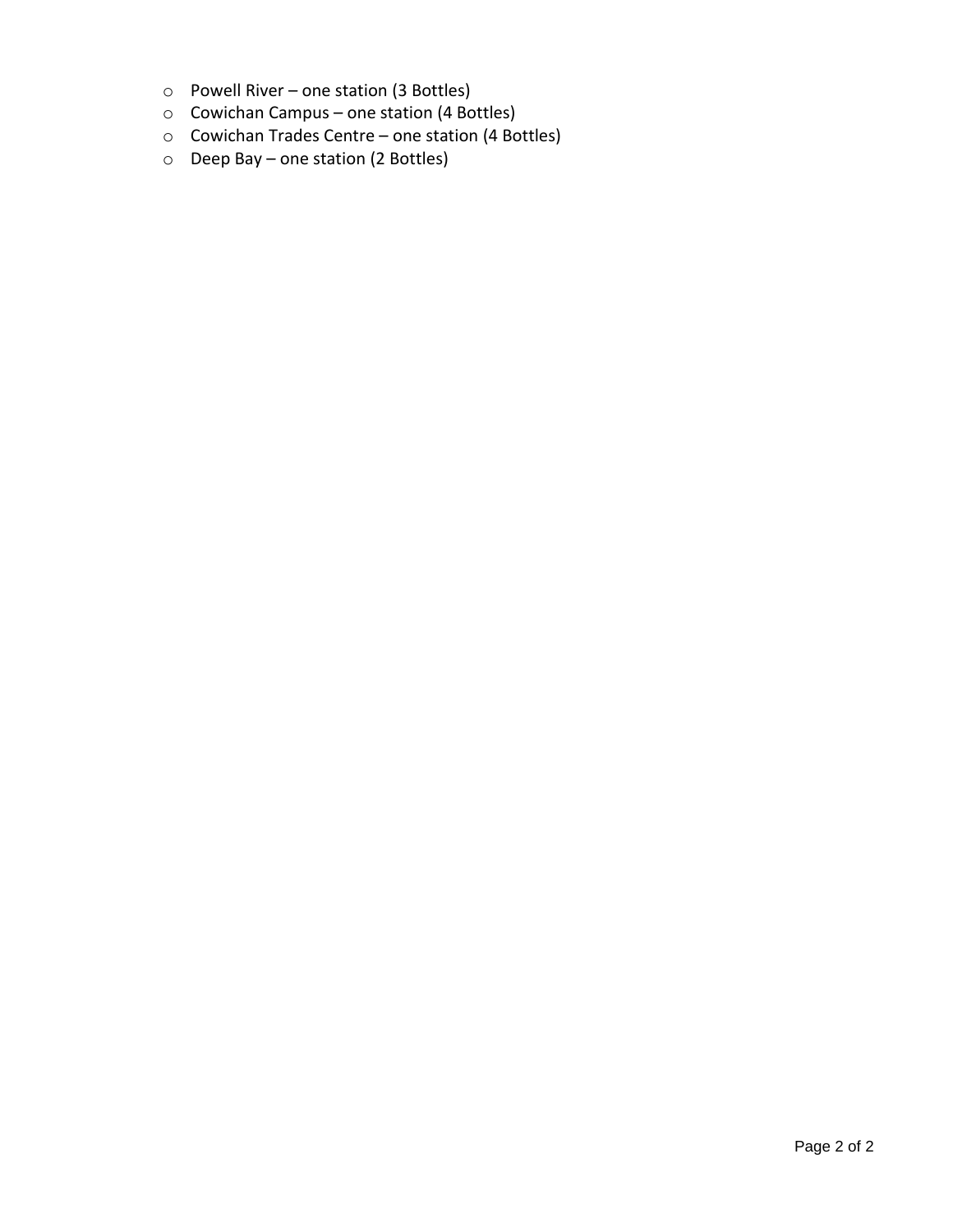- Powell River – one station (3 Bottles)
- Cowichan Campus – one station (4 Bottles)
- Cowichan Trades Centre – one station (4 Bottles)
- Deep Bay – one station (2 Bottles)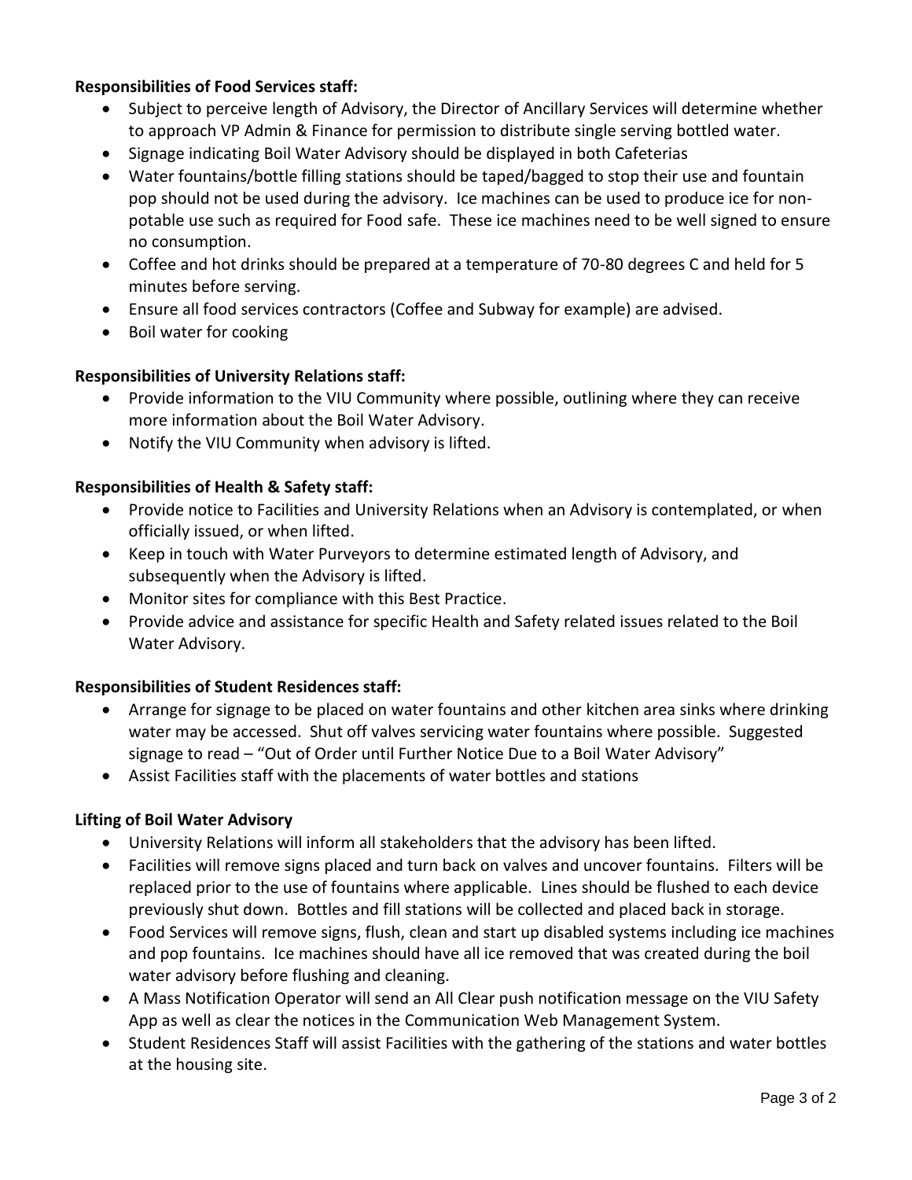**Responsibilities of Food Services staff:**

- Subject to perceive length of Advisory, the Director of Ancillary Services will determine whether to approach VP Admin & Finance for permission to distribute single serving bottled water.
- Signage indicating Boil Water Advisory should be displayed in both Cafeterias
- Water fountains/bottle filling stations should be taped/bagged to stop their use and fountain pop should not be used during the advisory. Ice machines can be used to produce ice for non-potable use such as required for Food safe. These ice machines need to be well signed to ensure no consumption.
- Coffee and hot drinks should be prepared at a temperature of 70-80 degrees C and held for 5 minutes before serving.
- Ensure all food services contractors (Coffee and Subway for example) are advised.
- Boil water for cooking

**Responsibilities of University Relations staff:**

- Provide information to the VIU Community where possible, outlining where they can receive more information about the Boil Water Advisory.
- Notify the VIU Community when advisory is lifted.

**Responsibilities of Health & Safety staff:**

- Provide notice to Facilities and University Relations when an Advisory is contemplated, or when officially issued, or when lifted.
- Keep in touch with Water Purveyors to determine estimated length of Advisory, and subsequently when the Advisory is lifted.
- Monitor sites for compliance with this Best Practice.
- Provide advice and assistance for specific Health and Safety related issues related to the Boil Water Advisory.

**Responsibilities of Student Residences staff:**

- Arrange for signage to be placed on water fountains and other kitchen area sinks where drinking water may be accessed. Shut off valves servicing water fountains where possible. Suggested signage to read – "Out of Order until Further Notice Due to a Boil Water Advisory"
- Assist Facilities staff with the placements of water bottles and stations

**Lifting of Boil Water Advisory**

- University Relations will inform all stakeholders that the advisory has been lifted.
- Facilities will remove signs placed and turn back on valves and uncover fountains. Filters will be replaced prior to the use of fountains where applicable. Lines should be flushed to each device previously shut down. Bottles and fill stations will be collected and placed back in storage.
- Food Services will remove signs, flush, clean and start up disabled systems including ice machines and pop fountains. Ice machines should have all ice removed that was created during the boil water advisory before flushing and cleaning.
- A Mass Notification Operator will send an All Clear push notification message on the VIU Safety App as well as clear the notices in the Communication Web Management System.
- Student Residences Staff will assist Facilities with the gathering of the stations and water bottles at the housing site.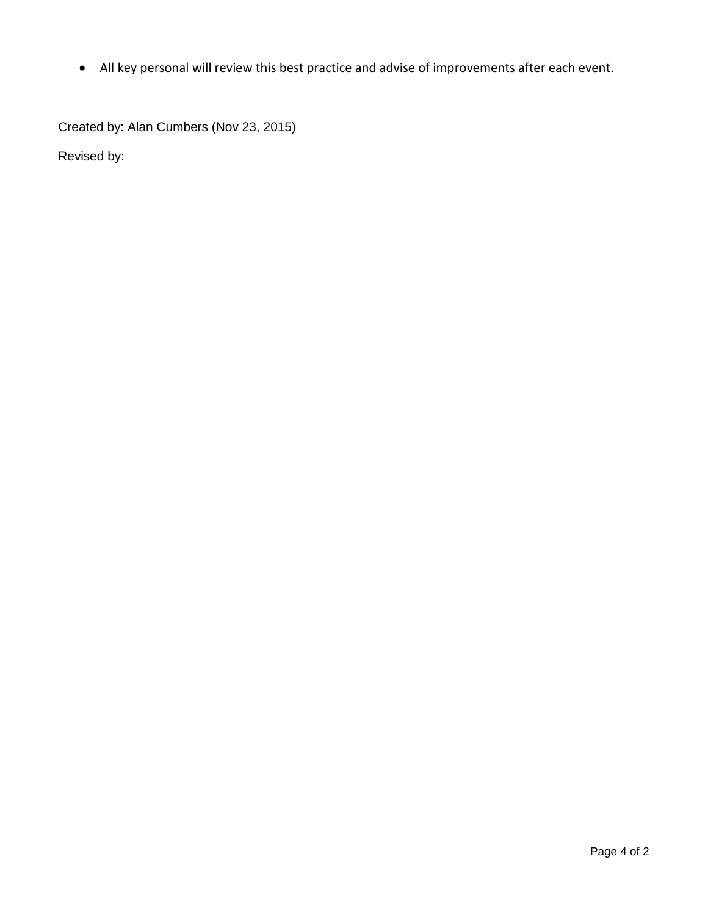- All key personal will review this best practice and advise of improvements after each event.

Created by: Alan Cumbers (Nov 23, 2015)

Revised by: